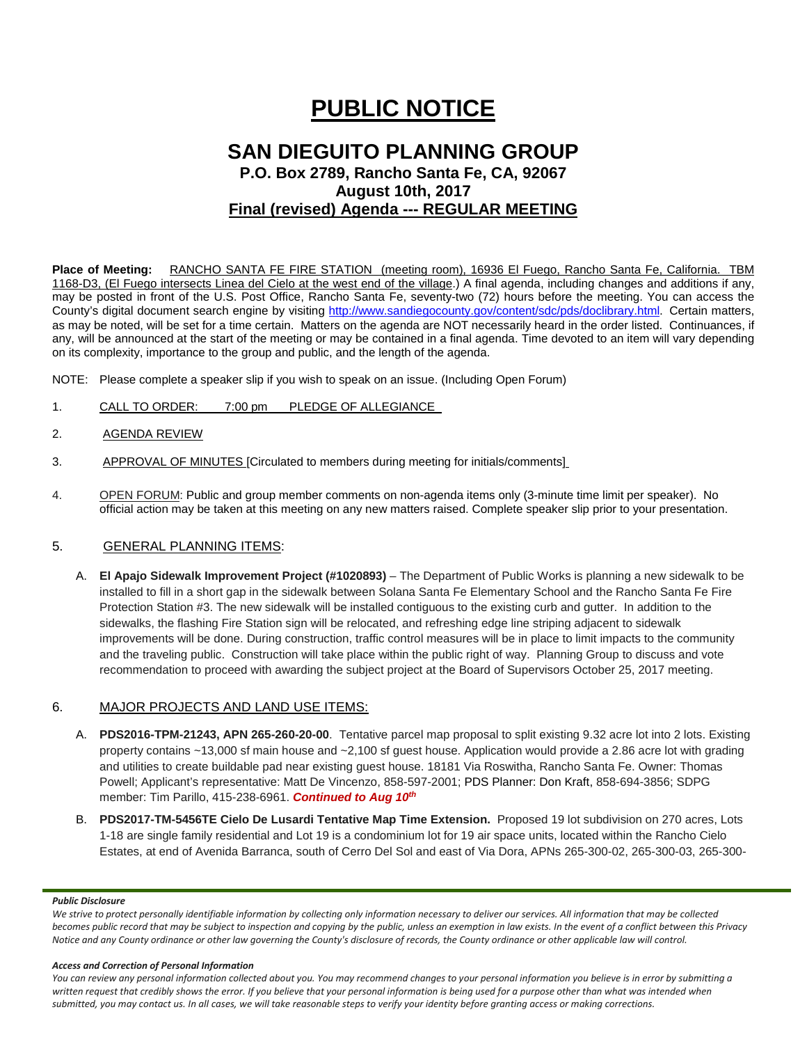# PUBLIC NOTICE

## SAN DIEGUITO PLANNING GROUP

### P.O. Box 2789, Rancho Santa Fe, CA, 92067
### August 10th, 2017
### Final (revised) Agenda --- REGULAR MEETING

**Place of Meeting:** RANCHO SANTA FE FIRE STATION (meeting room), 16936 El Fuego, Rancho Santa Fe, California. TBM 1168-D3, (El Fuego intersects Linea del Cielo at the west end of the village.) A final agenda, including changes and additions if any, may be posted in front of the U.S. Post Office, Rancho Santa Fe, seventy-two (72) hours before the meeting. You can access the County's digital document search engine by visiting http://www.sandiegocounty.gov/content/sdc/pds/doclibrary.html. Certain matters, as may be noted, will be set for a time certain. Matters on the agenda are NOT necessarily heard in the order listed. Continuances, if any, will be announced at the start of the meeting or may be contained in a final agenda. Time devoted to an item will vary depending on its complexity, importance to the group and public, and the length of the agenda.

NOTE: Please complete a speaker slip if you wish to speak on an issue. (Including Open Forum)

1. CALL TO ORDER: 7:00 pm PLEDGE OF ALLEGIANCE
2. AGENDA REVIEW
3. APPROVAL OF MINUTES [Circulated to members during meeting for initials/comments]
4. OPEN FORUM: Public and group member comments on non-agenda items only (3-minute time limit per speaker). No official action may be taken at this meeting on any new matters raised. Complete speaker slip prior to your presentation.

5. GENERAL PLANNING ITEMS:

   A. **El Apajo Sidewalk Improvement Project (#1020893)** – The Department of Public Works is planning a new sidewalk to be installed to fill in a short gap in the sidewalk between Solana Santa Fe Elementary School and the Rancho Santa Fe Fire Protection Station #3. The new sidewalk will be installed contiguous to the existing curb and gutter. In addition to the sidewalks, the flashing Fire Station sign will be relocated, and refreshing edge line striping adjacent to sidewalk improvements will be done. During construction, traffic control measures will be in place to limit impacts to the community and the traveling public. Construction will take place within the public right of way. Planning Group to discuss and vote recommendation to proceed with awarding the subject project at the Board of Supervisors October 25, 2017 meeting.

6. MAJOR PROJECTS AND LAND USE ITEMS:

   A. **PDS2016-TPM-21243, APN 265-260-20-00**. Tentative parcel map proposal to split existing 9.32 acre lot into 2 lots. Existing property contains ~13,000 sf main house and ~2,100 sf guest house. Application would provide a 2.86 acre lot with grading and utilities to create buildable pad near existing guest house. 18181 Via Roswitha, Rancho Santa Fe. Owner: Thomas Powell; Applicant's representative: Matt De Vincenzo, 858-597-2001; PDS Planner: Don Kraft, 858-694-3856; SDPG member: Tim Parillo, 415-238-6961. ***Continued to Aug 10th***

   B. **PDS2017-TM-5456TE Cielo De Lusardi Tentative Map Time Extension.** Proposed 19 lot subdivision on 270 acres, Lots 1-18 are single family residential and Lot 19 is a condominium lot for 19 air space units, located within the Rancho Cielo Estates, at end of Avenida Barranca, south of Cerro Del Sol and east of Via Dora, APNs 265-300-02, 265-300-03, 265-300-

***Public Disclosure***

*We strive to protect personally identifiable information by collecting only information necessary to deliver our services. All information that may be collected becomes public record that may be subject to inspection and copying by the public, unless an exemption in law exists. In the event of a conflict between this Privacy Notice and any County ordinance or other law governing the County's disclosure of records, the County ordinance or other applicable law will control.*

***Access and Correction of Personal Information***

*You can review any personal information collected about you. You may recommend changes to your personal information you believe is in error by submitting a written request that credibly shows the error. If you believe that your personal information is being used for a purpose other than what was intended when submitted, you may contact us. In all cases, we will take reasonable steps to verify your identity before granting access or making corrections.*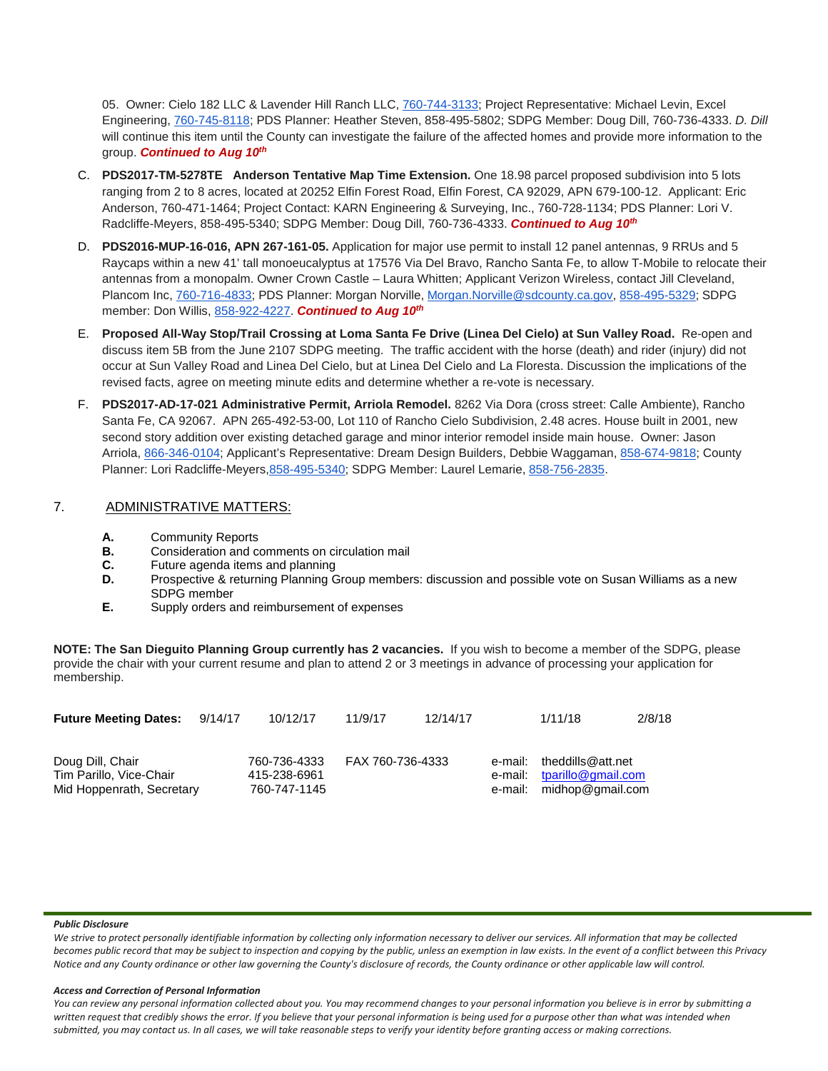05. Owner: Cielo 182 LLC & Lavender Hill Ranch LLC, 760-744-3133; Project Representative: Michael Levin, Excel Engineering, 760-745-8118; PDS Planner: Heather Steven, 858-495-5802; SDPG Member: Doug Dill, 760-736-4333. *D. Dill* will continue this item until the County can investigate the failure of the affected homes and provide more information to the group. ***Continued to Aug 10th***

C. **PDS2017-TM-5278TE Anderson Tentative Map Time Extension.** One 18.98 parcel proposed subdivision into 5 lots ranging from 2 to 8 acres, located at 20252 Elfin Forest Road, Elfin Forest, CA 92029, APN 679-100-12. Applicant: Eric Anderson, 760-471-1464; Project Contact: KARN Engineering & Surveying, Inc., 760-728-1134; PDS Planner: Lori V. Radcliffe-Meyers, 858-495-5340; SDPG Member: Doug Dill, 760-736-4333. ***Continued to Aug 10th***

D. **PDS2016-MUP-16-016, APN 267-161-05.** Application for major use permit to install 12 panel antennas, 9 RRUs and 5 Raycaps within a new 41' tall monoeucalyptus at 17576 Via Del Bravo, Rancho Santa Fe, to allow T-Mobile to relocate their antennas from a monopalm. Owner Crown Castle – Laura Whitten; Applicant Verizon Wireless, contact Jill Cleveland, Plancom Inc, 760-716-4833; PDS Planner: Morgan Norville, Morgan.Norville@sdcounty.ca.gov, 858-495-5329; SDPG member: Don Willis, 858-922-4227. ***Continued to Aug 10th***

E. **Proposed All-Way Stop/Trail Crossing at Loma Santa Fe Drive (Linea Del Cielo) at Sun Valley Road.** Re-open and discuss item 5B from the June 2107 SDPG meeting. The traffic accident with the horse (death) and rider (injury) did not occur at Sun Valley Road and Linea Del Cielo, but at Linea Del Cielo and La Floresta. Discussion the implications of the revised facts, agree on meeting minute edits and determine whether a re-vote is necessary.

F. **PDS2017-AD-17-021 Administrative Permit, Arriola Remodel.** 8262 Via Dora (cross street: Calle Ambiente), Rancho Santa Fe, CA 92067. APN 265-492-53-00, Lot 110 of Rancho Cielo Subdivision, 2.48 acres. House built in 2001, new second story addition over existing detached garage and minor interior remodel inside main house. Owner: Jason Arriola, 866-346-0104; Applicant's Representative: Dream Design Builders, Debbie Waggaman, 858-674-9818; County Planner: Lori Radcliffe-Meyers,858-495-5340; SDPG Member: Laurel Lemarie, 858-756-2835.

## 7. ADMINISTRATIVE MATTERS:

**A.** Community Reports
**B.** Consideration and comments on circulation mail
**C.** Future agenda items and planning
**D.** Prospective & returning Planning Group members: discussion and possible vote on Susan Williams as a new SDPG member
**E.** Supply orders and reimbursement of expenses

**NOTE: The San Dieguito Planning Group currently has 2 vacancies.** If you wish to become a member of the SDPG, please provide the chair with your current resume and plan to attend 2 or 3 meetings in advance of processing your application for membership.

**Future Meeting Dates:** 9/14/17 10/12/17 11/9/17 12/14/17 1/11/18 2/8/18

| | | | |
|---|---|---|---|
| Doug Dill, Chair | 760-736-4333 | FAX 760-736-4333 | e-mail: theddills@att.net |
| Tim Parillo, Vice-Chair | 415-238-6961 | | e-mail: tparillo@gmail.com |
| Mid Hoppenrath, Secretary | 760-747-1145 | | e-mail: midhop@gmail.com |

***Public Disclosure***

*We strive to protect personally identifiable information by collecting only information necessary to deliver our services. All information that may be collected becomes public record that may be subject to inspection and copying by the public, unless an exemption in law exists. In the event of a conflict between this Privacy Notice and any County ordinance or other law governing the County's disclosure of records, the County ordinance or other applicable law will control.*

***Access and Correction of Personal Information***

*You can review any personal information collected about you. You may recommend changes to your personal information you believe is in error by submitting a written request that credibly shows the error. If you believe that your personal information is being used for a purpose other than what was intended when submitted, you may contact us. In all cases, we will take reasonable steps to verify your identity before granting access or making corrections.*